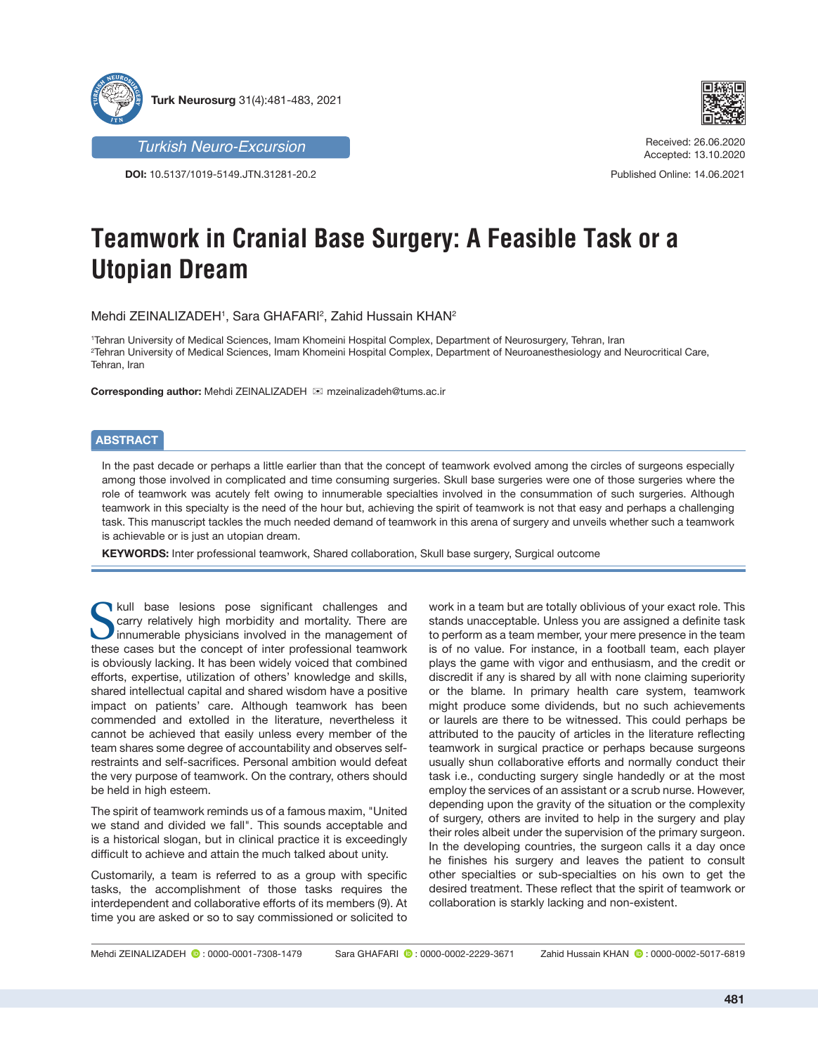Turkish Neuro-Excursion

**DOI:** 10.5137/1019-5149.JTN.31281-20.2

Received: 26.06.2020
Accepted: 13.10.2020

Published Online: 14.06.2021

# Teamwork in Cranial Base Surgery: A Feasible Task or a Utopian Dream

Mehdi ZEINALIZADEH[1], Sara GHAFARI[2], Zahid Hussain KHAN[2]

[1]Tehran University of Medical Sciences, Imam Khomeini Hospital Complex, Department of Neurosurgery, Tehran, Iran
[2]Tehran University of Medical Sciences, Imam Khomeini Hospital Complex, Department of Neuroanesthesiology and Neurocritical Care, Tehran, Iran

**Corresponding author:** Mehdi ZEINALIZADEH ✉ mzeinalizadeh@tums.ac.ir

## ABSTRACT

In the past decade or perhaps a little earlier than that the concept of teamwork evolved among the circles of surgeons especially among those involved in complicated and time consuming surgeries. Skull base surgeries were one of those surgeries where the role of teamwork was acutely felt owing to innumerable specialties involved in the consummation of such surgeries. Although teamwork in this specialty is the need of the hour but, achieving the spirit of teamwork is not that easy and perhaps a challenging task. This manuscript tackles the much needed demand of teamwork in this arena of surgery and unveils whether such a teamwork is achievable or is just an utopian dream.

**KEYWORDS:** Inter professional teamwork, Shared collaboration, Skull base surgery, Surgical outcome

Skull base lesions pose significant challenges and carry relatively high morbidity and mortality. There are innumerable physicians involved in the management of these cases but the concept of inter professional teamwork is obviously lacking. It has been widely voiced that combined efforts, expertise, utilization of others' knowledge and skills, shared intellectual capital and shared wisdom have a positive impact on patients' care. Although teamwork has been commended and extolled in the literature, nevertheless it cannot be achieved that easily unless every member of the team shares some degree of accountability and observes self-restraints and self-sacrifices. Personal ambition would defeat the very purpose of teamwork. On the contrary, others should be held in high esteem.

The spirit of teamwork reminds us of a famous maxim, "United we stand and divided we fall". This sounds acceptable and is a historical slogan, but in clinical practice it is exceedingly difficult to achieve and attain the much talked about unity.

Customarily, a team is referred to as a group with specific tasks, the accomplishment of those tasks requires the interdependent and collaborative efforts of its members (9). At time you are asked or so to say commissioned or solicited to work in a team but are totally oblivious of your exact role. This stands unacceptable. Unless you are assigned a definite task to perform as a team member, your mere presence in the team is of no value. For instance, in a football team, each player plays the game with vigor and enthusiasm, and the credit or discredit if any is shared by all with none claiming superiority or the blame. In primary health care system, teamwork might produce some dividends, but no such achievements or laurels are there to be witnessed. This could perhaps be attributed to the paucity of articles in the literature reflecting teamwork in surgical practice or perhaps because surgeons usually shun collaborative efforts and normally conduct their task i.e., conducting surgery single handedly or at the most employ the services of an assistant or a scrub nurse. However, depending upon the gravity of the situation or the complexity of surgery, others are invited to help in the surgery and play their roles albeit under the supervision of the primary surgeon. In the developing countries, the surgeon calls it a day once he finishes his surgery and leaves the patient to consult other specialties or sub-specialties on his own to get the desired treatment. These reflect that the spirit of teamwork or collaboration is starkly lacking and non-existent.

Mehdi ZEINALIZADEH : 0000-0001-7308-1479 | Sara GHAFARI : 0000-0002-2229-3671 | Zahid Hussain KHAN : 0000-0002-5017-6819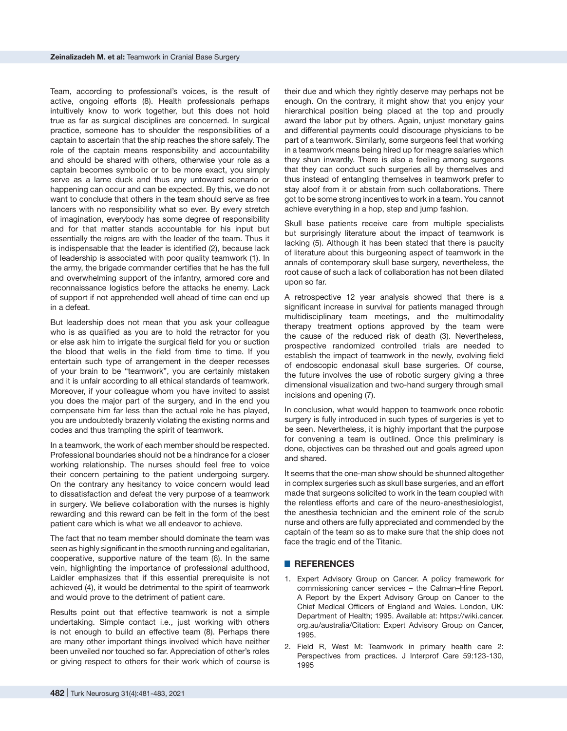Team, according to professional's voices, is the result of active, ongoing efforts (8). Health professionals perhaps intuitively know to work together, but this does not hold true as far as surgical disciplines are concerned. In surgical practice, someone has to shoulder the responsibilities of a captain to ascertain that the ship reaches the shore safely. The role of the captain means responsibility and accountability and should be shared with others, otherwise your role as a captain becomes symbolic or to be more exact, you simply serve as a lame duck and thus any untoward scenario or happening can occur and can be expected. By this, we do not want to conclude that others in the team should serve as free lancers with no responsibility what so ever. By every stretch of imagination, everybody has some degree of responsibility and for that matter stands accountable for his input but essentially the reigns are with the leader of the team. Thus it is indispensable that the leader is identified (2), because lack of leadership is associated with poor quality teamwork (1). In the army, the brigade commander certifies that he has the full and overwhelming support of the infantry, armored core and reconnaissance logistics before the attacks he enemy. Lack of support if not apprehended well ahead of time can end up in a defeat.

But leadership does not mean that you ask your colleague who is as qualified as you are to hold the retractor for you or else ask him to irrigate the surgical field for you or suction the blood that wells in the field from time to time. If you entertain such type of arrangement in the deeper recesses of your brain to be "teamwork", you are certainly mistaken and it is unfair according to all ethical standards of teamwork. Moreover, if your colleague whom you have invited to assist you does the major part of the surgery, and in the end you compensate him far less than the actual role he has played, you are undoubtedly brazenly violating the existing norms and codes and thus trampling the spirit of teamwork.

In a teamwork, the work of each member should be respected. Professional boundaries should not be a hindrance for a closer working relationship. The nurses should feel free to voice their concern pertaining to the patient undergoing surgery. On the contrary any hesitancy to voice concern would lead to dissatisfaction and defeat the very purpose of a teamwork in surgery. We believe collaboration with the nurses is highly rewarding and this reward can be felt in the form of the best patient care which is what we all endeavor to achieve.

The fact that no team member should dominate the team was seen as highly significant in the smooth running and egalitarian, cooperative, supportive nature of the team (6). In the same vein, highlighting the importance of professional adulthood, Laidler emphasizes that if this essential prerequisite is not achieved (4), it would be detrimental to the spirit of teamwork and would prove to the detriment of patient care.

Results point out that effective teamwork is not a simple undertaking. Simple contact i.e., just working with others is not enough to build an effective team (8). Perhaps there are many other important things involved which have neither been unveiled nor touched so far. Appreciation of other's roles or giving respect to others for their work which of course is their due and which they rightly deserve may perhaps not be enough. On the contrary, it might show that you enjoy your hierarchical position being placed at the top and proudly award the labor put by others. Again, unjust monetary gains and differential payments could discourage physicians to be part of a teamwork. Similarly, some surgeons feel that working in a teamwork means being hired up for meagre salaries which they shun inwardly. There is also a feeling among surgeons that they can conduct such surgeries all by themselves and thus instead of entangling themselves in teamwork prefer to stay aloof from it or abstain from such collaborations. There got to be some strong incentives to work in a team. You cannot achieve everything in a hop, step and jump fashion.

Skull base patients receive care from multiple specialists but surprisingly literature about the impact of teamwork is lacking (5). Although it has been stated that there is paucity of literature about this burgeoning aspect of teamwork in the annals of contemporary skull base surgery, nevertheless, the root cause of such a lack of collaboration has not been dilated upon so far.

A retrospective 12 year analysis showed that there is a significant increase in survival for patients managed through multidisciplinary team meetings, and the multimodality therapy treatment options approved by the team were the cause of the reduced risk of death (3). Nevertheless, prospective randomized controlled trials are needed to establish the impact of teamwork in the newly, evolving field of endoscopic endonasal skull base surgeries. Of course, the future involves the use of robotic surgery giving a three dimensional visualization and two-hand surgery through small incisions and opening (7).

In conclusion, what would happen to teamwork once robotic surgery is fully introduced in such types of surgeries is yet to be seen. Nevertheless, it is highly important that the purpose for convening a team is outlined. Once this preliminary is done, objectives can be thrashed out and goals agreed upon and shared.

It seems that the one-man show should be shunned altogether in complex surgeries such as skull base surgeries, and an effort made that surgeons solicited to work in the team coupled with the relentless efforts and care of the neuro-anesthesiologist, the anesthesia technician and the eminent role of the scrub nurse and others are fully appreciated and commended by the captain of the team so as to make sure that the ship does not face the tragic end of the Titanic.

## REFERENCES

1. Expert Advisory Group on Cancer. A policy framework for commissioning cancer services – the Calman–Hine Report. A Report by the Expert Advisory Group on Cancer to the Chief Medical Officers of England and Wales. London, UK: Department of Health; 1995. Available at: https://wiki.cancer.org.au/australia/Citation: Expert Advisory Group on Cancer, 1995.
2. Field R, West M: Teamwork in primary health care 2: Perspectives from practices. J Interprof Care 59:123-130, 1995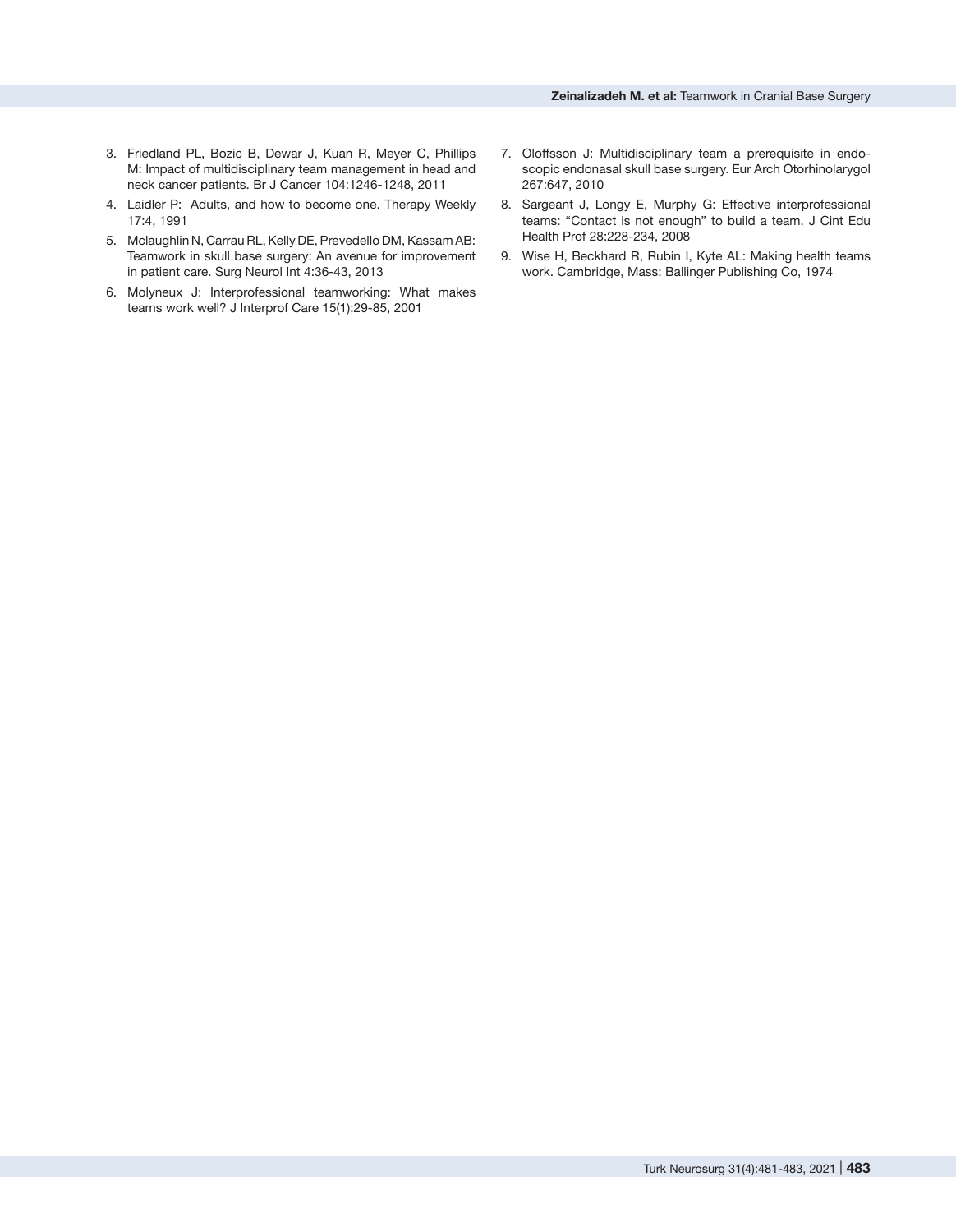3. Friedland PL, Bozic B, Dewar J, Kuan R, Meyer C, Phillips M: Impact of multidisciplinary team management in head and neck cancer patients. Br J Cancer 104:1246-1248, 2011
4. Laidler P: Adults, and how to become one. Therapy Weekly 17:4, 1991
5. Mclaughlin N, Carrau RL, Kelly DE, Prevedello DM, Kassam AB: Teamwork in skull base surgery: An avenue for improvement in patient care. Surg Neurol Int 4:36-43, 2013
6. Molyneux J: Interprofessional teamworking: What makes teams work well? J Interprof Care 15(1):29-85, 2001
7. Oloffsson J: Multidisciplinary team a prerequisite in endoscopic endonasal skull base surgery. Eur Arch Otorhinolarygol 267:647, 2010
8. Sargeant J, Longy E, Murphy G: Effective interprofessional teams: "Contact is not enough" to build a team. J Cint Edu Health Prof 28:228-234, 2008
9. Wise H, Beckhard R, Rubin I, Kyte AL: Making health teams work. Cambridge, Mass: Ballinger Publishing Co, 1974